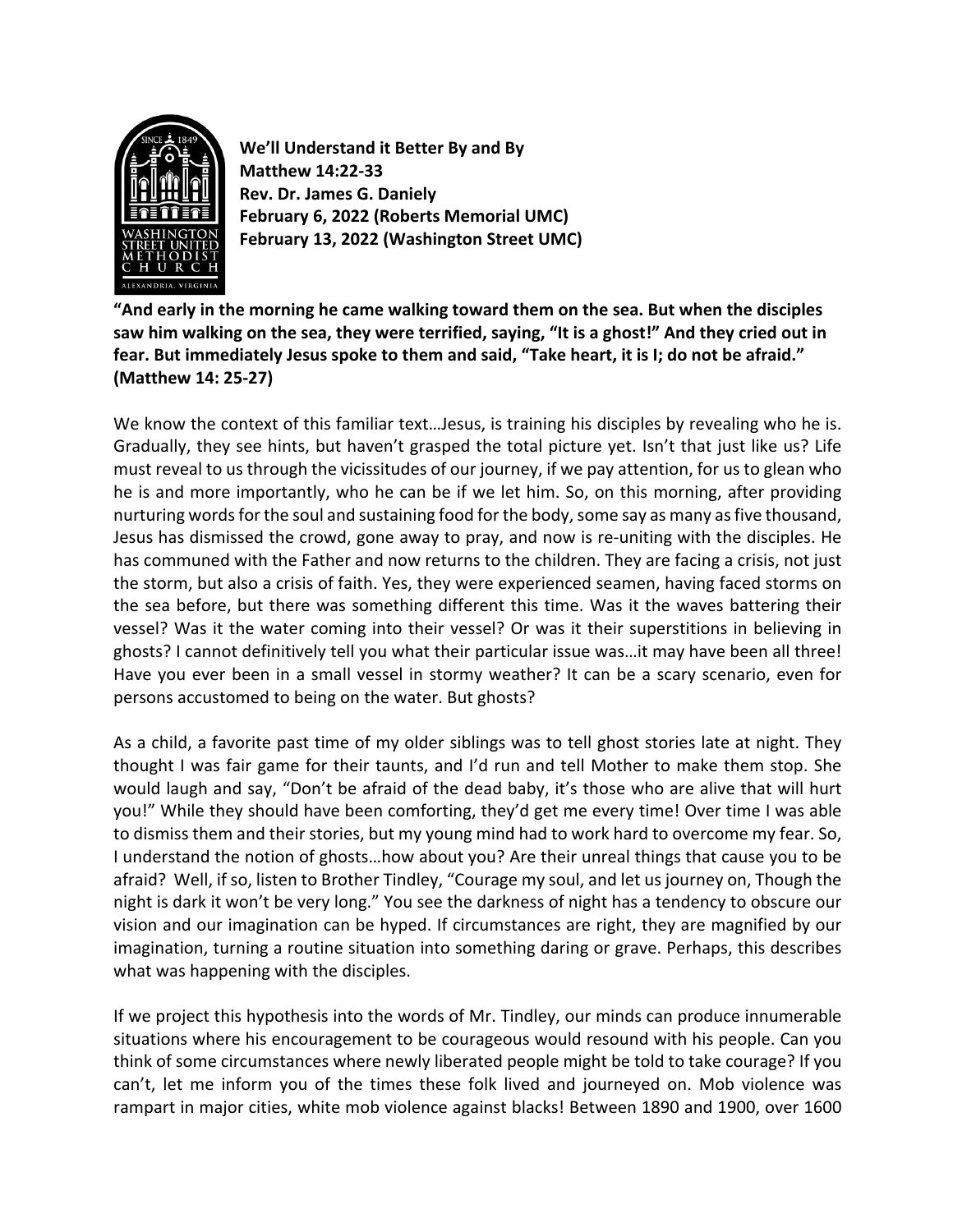**We'll Understand it Better By and By**
**Matthew 14:22-33**
**Rev. Dr. James G. Daniely**
**February 6, 2022 (Roberts Memorial UMC)**
**February 13, 2022 (Washington Street UMC)**

**"And early in the morning he came walking toward them on the sea. But when the disciples saw him walking on the sea, they were terrified, saying, "It is a ghost!" And they cried out in fear. But immediately Jesus spoke to them and said, "Take heart, it is I; do not be afraid." (Matthew 14: 25-27)**

We know the context of this familiar text…Jesus, is training his disciples by revealing who he is. Gradually, they see hints, but haven't grasped the total picture yet. Isn't that just like us? Life must reveal to us through the vicissitudes of our journey, if we pay attention, for us to glean who he is and more importantly, who he can be if we let him. So, on this morning, after providing nurturing words for the soul and sustaining food for the body, some say as many as five thousand, Jesus has dismissed the crowd, gone away to pray, and now is re-uniting with the disciples. He has communed with the Father and now returns to the children. They are facing a crisis, not just the storm, but also a crisis of faith. Yes, they were experienced seamen, having faced storms on the sea before, but there was something different this time. Was it the waves battering their vessel? Was it the water coming into their vessel? Or was it their superstitions in believing in ghosts? I cannot definitively tell you what their particular issue was…it may have been all three! Have you ever been in a small vessel in stormy weather? It can be a scary scenario, even for persons accustomed to being on the water. But ghosts?

As a child, a favorite past time of my older siblings was to tell ghost stories late at night. They thought I was fair game for their taunts, and I'd run and tell Mother to make them stop. She would laugh and say, "Don't be afraid of the dead baby, it's those who are alive that will hurt you!" While they should have been comforting, they'd get me every time! Over time I was able to dismiss them and their stories, but my young mind had to work hard to overcome my fear. So, I understand the notion of ghosts…how about you? Are their unreal things that cause you to be afraid? Well, if so, listen to Brother Tindley, "Courage my soul, and let us journey on, Though the night is dark it won't be very long." You see the darkness of night has a tendency to obscure our vision and our imagination can be hyped. If circumstances are right, they are magnified by our imagination, turning a routine situation into something daring or grave. Perhaps, this describes what was happening with the disciples.

If we project this hypothesis into the words of Mr. Tindley, our minds can produce innumerable situations where his encouragement to be courageous would resound with his people. Can you think of some circumstances where newly liberated people might be told to take courage? If you can't, let me inform you of the times these folk lived and journeyed on. Mob violence was rampart in major cities, white mob violence against blacks! Between 1890 and 1900, over 1600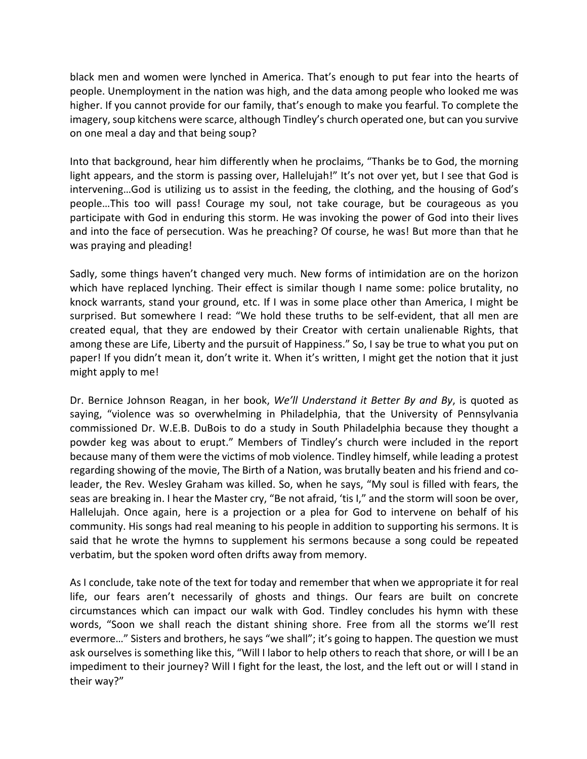black men and women were lynched in America. That's enough to put fear into the hearts of people. Unemployment in the nation was high, and the data among people who looked me was higher. If you cannot provide for our family, that's enough to make you fearful. To complete the imagery, soup kitchens were scarce, although Tindley's church operated one, but can you survive on one meal a day and that being soup?

Into that background, hear him differently when he proclaims, "Thanks be to God, the morning light appears, and the storm is passing over, Hallelujah!" It's not over yet, but I see that God is intervening…God is utilizing us to assist in the feeding, the clothing, and the housing of God's people…This too will pass! Courage my soul, not take courage, but be courageous as you participate with God in enduring this storm. He was invoking the power of God into their lives and into the face of persecution. Was he preaching? Of course, he was! But more than that he was praying and pleading!

Sadly, some things haven't changed very much. New forms of intimidation are on the horizon which have replaced lynching. Their effect is similar though I name some: police brutality, no knock warrants, stand your ground, etc. If I was in some place other than America, I might be surprised. But somewhere I read: "We hold these truths to be self-evident, that all men are created equal, that they are endowed by their Creator with certain unalienable Rights, that among these are Life, Liberty and the pursuit of Happiness." So, I say be true to what you put on paper! If you didn't mean it, don't write it. When it's written, I might get the notion that it just might apply to me!

Dr. Bernice Johnson Reagan, in her book, *We'll Understand it Better By and By*, is quoted as saying, "violence was so overwhelming in Philadelphia, that the University of Pennsylvania commissioned Dr. W.E.B. DuBois to do a study in South Philadelphia because they thought a powder keg was about to erupt." Members of Tindley's church were included in the report because many of them were the victims of mob violence. Tindley himself, while leading a protest regarding showing of the movie, The Birth of a Nation, was brutally beaten and his friend and co-leader, the Rev. Wesley Graham was killed. So, when he says, "My soul is filled with fears, the seas are breaking in. I hear the Master cry, "Be not afraid, 'tis I," and the storm will soon be over, Hallelujah. Once again, here is a projection or a plea for God to intervene on behalf of his community. His songs had real meaning to his people in addition to supporting his sermons. It is said that he wrote the hymns to supplement his sermons because a song could be repeated verbatim, but the spoken word often drifts away from memory.

As I conclude, take note of the text for today and remember that when we appropriate it for real life, our fears aren't necessarily of ghosts and things. Our fears are built on concrete circumstances which can impact our walk with God. Tindley concludes his hymn with these words, "Soon we shall reach the distant shining shore. Free from all the storms we'll rest evermore…" Sisters and brothers, he says "we shall"; it's going to happen. The question we must ask ourselves is something like this, "Will I labor to help others to reach that shore, or will I be an impediment to their journey? Will I fight for the least, the lost, and the left out or will I stand in their way?"